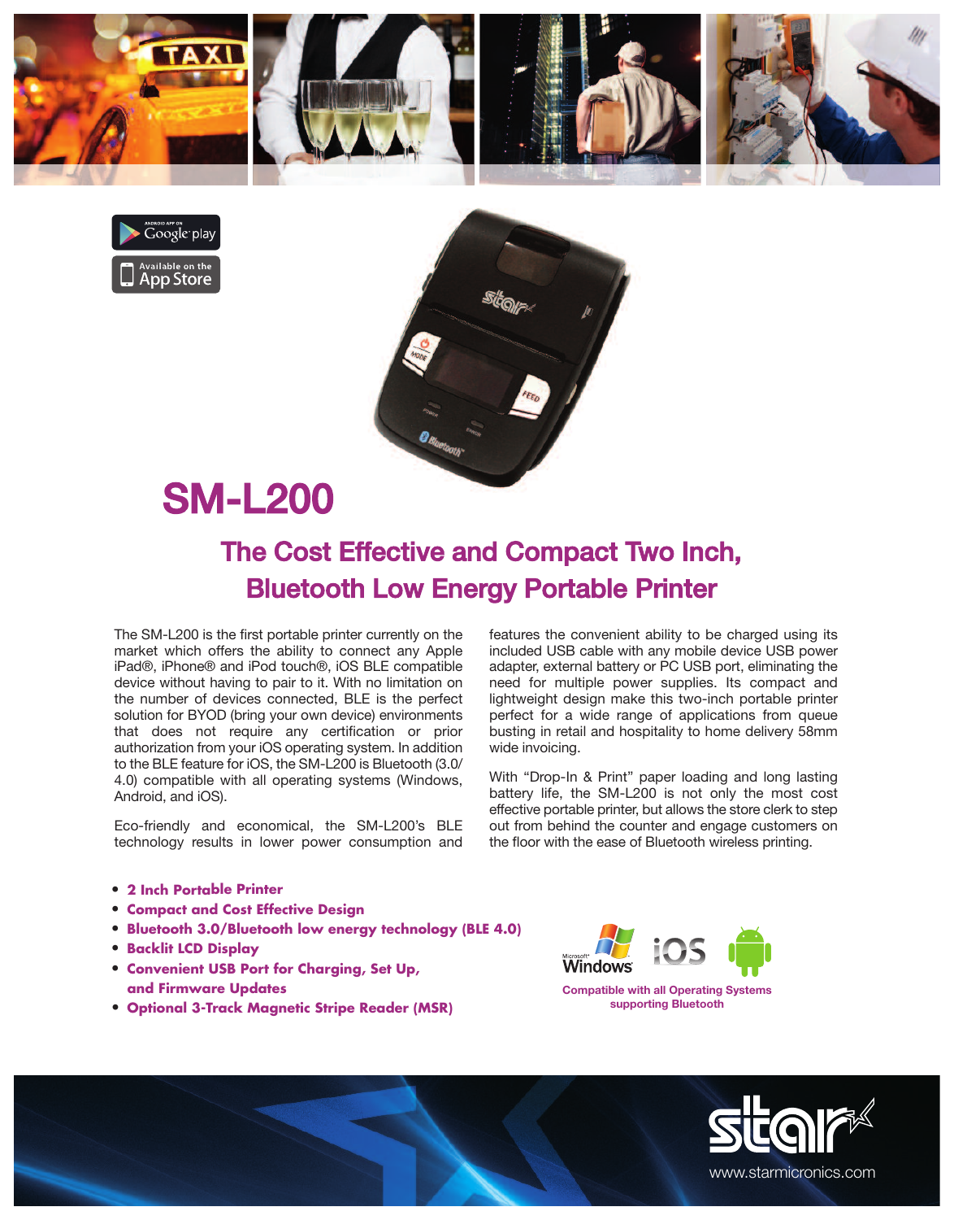# SM-L200

## The Cost Effective and Compact Two Inch, Bluetooth Low Energy Portable Printer

The SM-L200 is the first portable printer currently on the market which offers the ability to connect any Apple iPad®, iPhone® and iPod touch®, iOS BLE compatible device without having to pair to it. With no limitation on the number of devices connected, BLE is the perfect solution for BYOD (bring your own device) environments that does not require any certification or prior authorization from your iOS operating system. In addition to the BLE feature for iOS, the SM-L200 is Bluetooth (3.0/ 4.0) compatible with all operating systems (Windows, Android, and iOS).

Eco-friendly and economical, the SM-L200's BLE technology results in lower power consumption and features the convenient ability to be charged using its included USB cable with any mobile device USB power adapter, external battery or PC USB port, eliminating the need for multiple power supplies. Its compact and lightweight design make this two-inch portable printer perfect for a wide range of applications from queue busting in retail and hospitality to home delivery 58mm wide invoicing.

With "Drop-In & Print" paper loading and long lasting battery life, the SM-L200 is not only the most cost effective portable printer, but allows the store clerk to step out from behind the counter and engage customers on the floor with the ease of Bluetooth wireless printing.

- **2 Inch Portable Printer**
- **Compact and Cost Effective Design**
- **Bluetooth 3.0/Bluetooth low energy technology (BLE 4.0)**
- **Backlit LCD Display**
- **Convenient USB Port for Charging, Set Up, and Firmware Updates**
- **Optional 3-Track Magnetic Stripe Reader (MSR)**

Compatible with all Operating Systems supporting Bluetooth

www.starmicronics.com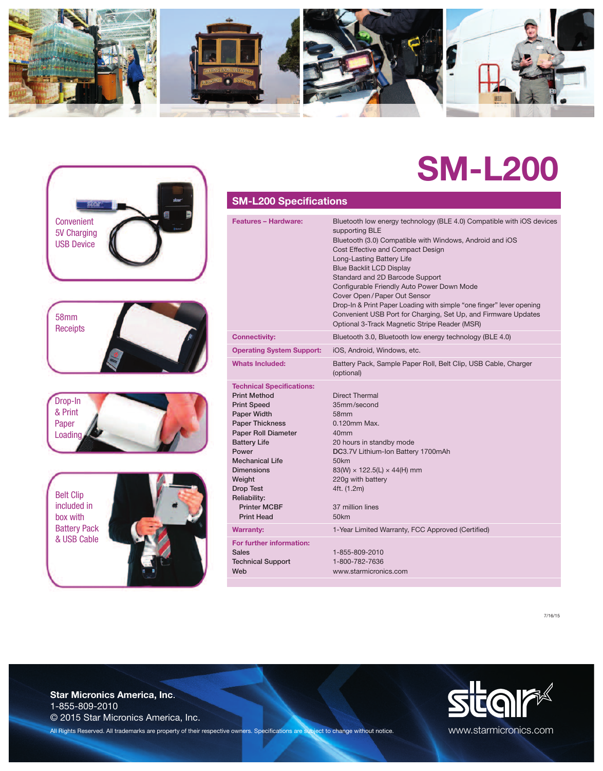Convenient 5V Charging USB Device

58mm Receipts

Drop-In & Print Paper Loading

Belt Clip included in box with Battery Pack & USB Cable

# SM-L200

## SM-L200 Specifications

| | |
|---|---|
| **Features – Hardware:** | Bluetooth low energy technology (BLE 4.0) Compatible with iOS devices supporting BLE<br>Bluetooth (3.0) Compatible with Windows, Android and iOS<br>Cost Effective and Compact Design<br>Long-Lasting Battery Life<br>Blue Backlit LCD Display<br>Standard and 2D Barcode Support<br>Configurable Friendly Auto Power Down Mode<br>Cover Open / Paper Out Sensor<br>Drop-In & Print Paper Loading with simple "one finger" lever opening<br>Convenient USB Port for Charging, Set Up, and Firmware Updates<br>Optional 3-Track Magnetic Stripe Reader (MSR) |
| **Connectivity:** | Bluetooth 3.0, Bluetooth low energy technology (BLE 4.0) |
| **Operating System Support:** | iOS, Android, Windows, etc. |
| **Whats Included:** | Battery Pack, Sample Paper Roll, Belt Clip, USB Cable, Charger (optional) |
| **Technical Specifications:** | |
| Print Method | Direct Thermal |
| Print Speed | 35mm/second |
| Paper Width | 58mm |
| Paper Thickness | 0.120mm Max. |
| Paper Roll Diameter | 40mm |
| Battery Life | 20 hours in standby mode |
| Power | DC3.7V Lithium-Ion Battery 1700mAh |
| Mechanical Life | 50km |
| Dimensions | 83(W) × 122.5(L) × 44(H) mm |
| Weight | 220g with battery |
| Drop Test | 4ft. (1.2m) |
| Reliability: | |
| Printer MCBF | 37 million lines |
| Print Head | 50km |
| **Warranty:** | 1-Year Limited Warranty, FCC Approved (Certified) |
| **For further information:** | |
| Sales | 1-855-809-2010 |
| Technical Support | 1-800-782-7636 |
| Web | www.starmicronics.com |

7/16/15

**Star Micronics America, Inc.**
1-855-809-2010
© 2015 Star Micronics America, Inc.

All Rights Reserved. All trademarks are property of their respective owners. Specifications are subject to change without notice.

www.starmicronics.com